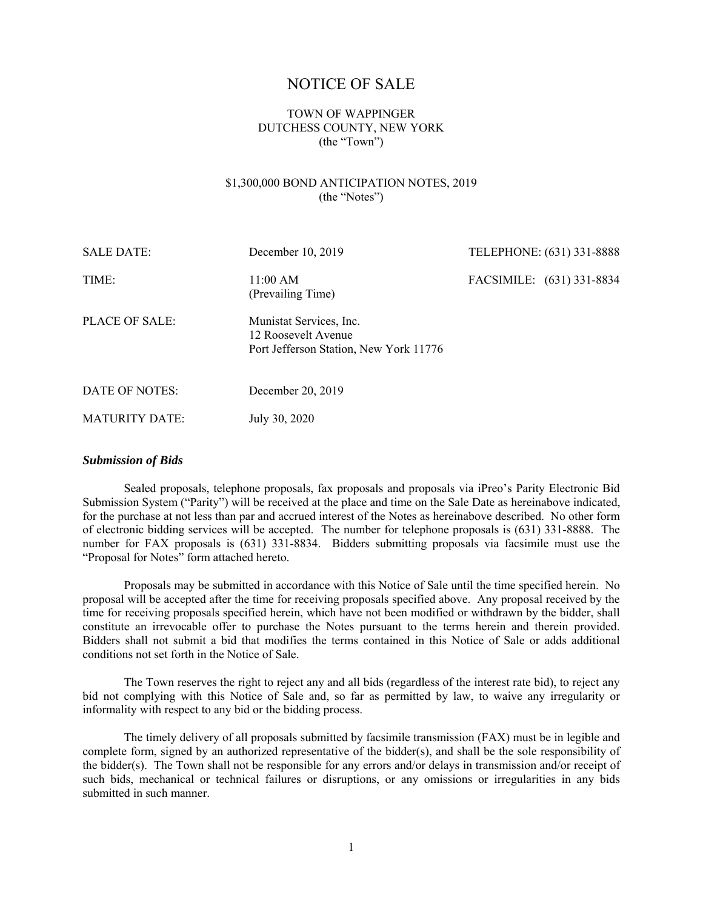# NOTICE OF SALE

TOWN OF WAPPINGER
DUTCHESS COUNTY, NEW YORK
(the "Town")

$1,300,000 BOND ANTICIPATION NOTES, 2019
(the "Notes")

| | | |
|---|---|---|
| SALE DATE: | December 10, 2019 | TELEPHONE: (631) 331-8888 |
| TIME: | 11:00 AM (Prevailing Time) | FACSIMILE: (631) 331-8834 |
| PLACE OF SALE: | Munistat Services, Inc. 12 Roosevelt Avenue Port Jefferson Station, New York 11776 | |
| DATE OF NOTES: | December 20, 2019 | |
| MATURITY DATE: | July 30, 2020 | |

### *Submission of Bids*

Sealed proposals, telephone proposals, fax proposals and proposals via iPreo's Parity Electronic Bid Submission System ("Parity") will be received at the place and time on the Sale Date as hereinabove indicated, for the purchase at not less than par and accrued interest of the Notes as hereinabove described. No other form of electronic bidding services will be accepted. The number for telephone proposals is (631) 331-8888. The number for FAX proposals is (631) 331-8834. Bidders submitting proposals via facsimile must use the "Proposal for Notes" form attached hereto.

Proposals may be submitted in accordance with this Notice of Sale until the time specified herein. No proposal will be accepted after the time for receiving proposals specified above. Any proposal received by the time for receiving proposals specified herein, which have not been modified or withdrawn by the bidder, shall constitute an irrevocable offer to purchase the Notes pursuant to the terms herein and therein provided. Bidders shall not submit a bid that modifies the terms contained in this Notice of Sale or adds additional conditions not set forth in the Notice of Sale.

The Town reserves the right to reject any and all bids (regardless of the interest rate bid), to reject any bid not complying with this Notice of Sale and, so far as permitted by law, to waive any irregularity or informality with respect to any bid or the bidding process.

The timely delivery of all proposals submitted by facsimile transmission (FAX) must be in legible and complete form, signed by an authorized representative of the bidder(s), and shall be the sole responsibility of the bidder(s). The Town shall not be responsible for any errors and/or delays in transmission and/or receipt of such bids, mechanical or technical failures or disruptions, or any omissions or irregularities in any bids submitted in such manner.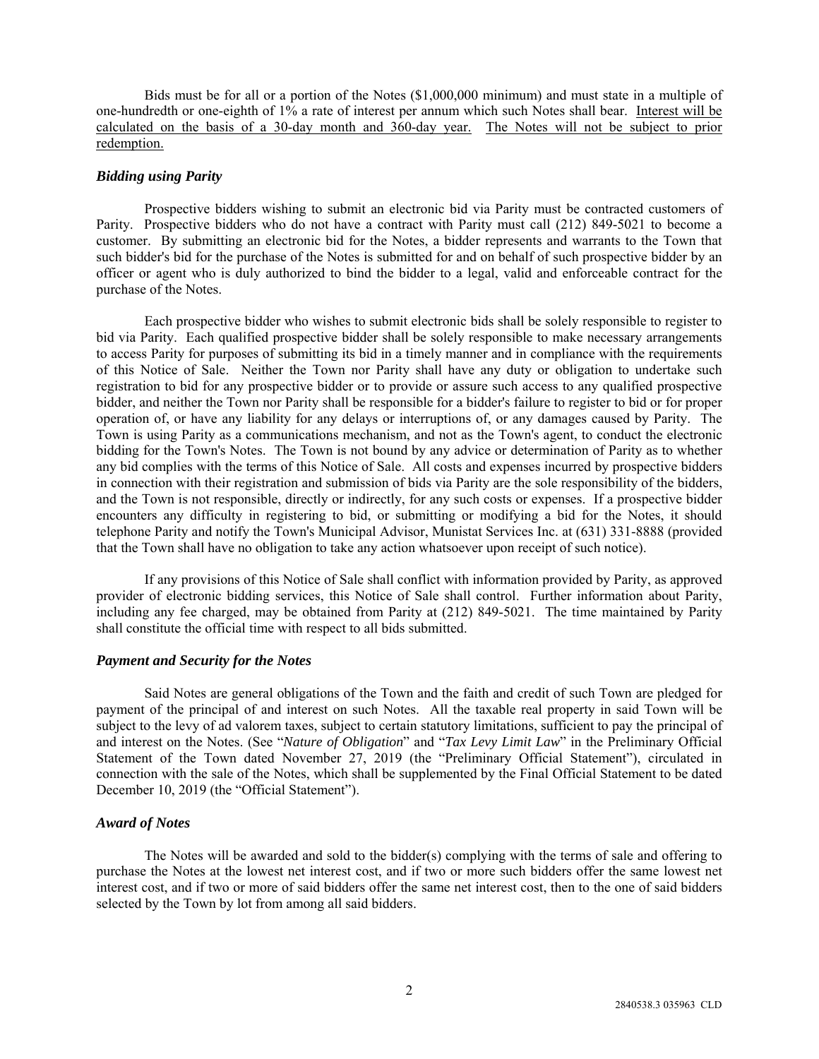Bids must be for all or a portion of the Notes ($1,000,000 minimum) and must state in a multiple of one-hundredth or one-eighth of 1% a rate of interest per annum which such Notes shall bear. Interest will be calculated on the basis of a 30-day month and 360-day year. The Notes will not be subject to prior redemption.

### *Bidding using Parity*

Prospective bidders wishing to submit an electronic bid via Parity must be contracted customers of Parity. Prospective bidders who do not have a contract with Parity must call (212) 849-5021 to become a customer. By submitting an electronic bid for the Notes, a bidder represents and warrants to the Town that such bidder's bid for the purchase of the Notes is submitted for and on behalf of such prospective bidder by an officer or agent who is duly authorized to bind the bidder to a legal, valid and enforceable contract for the purchase of the Notes.

Each prospective bidder who wishes to submit electronic bids shall be solely responsible to register to bid via Parity. Each qualified prospective bidder shall be solely responsible to make necessary arrangements to access Parity for purposes of submitting its bid in a timely manner and in compliance with the requirements of this Notice of Sale. Neither the Town nor Parity shall have any duty or obligation to undertake such registration to bid for any prospective bidder or to provide or assure such access to any qualified prospective bidder, and neither the Town nor Parity shall be responsible for a bidder's failure to register to bid or for proper operation of, or have any liability for any delays or interruptions of, or any damages caused by Parity. The Town is using Parity as a communications mechanism, and not as the Town's agent, to conduct the electronic bidding for the Town's Notes. The Town is not bound by any advice or determination of Parity as to whether any bid complies with the terms of this Notice of Sale. All costs and expenses incurred by prospective bidders in connection with their registration and submission of bids via Parity are the sole responsibility of the bidders, and the Town is not responsible, directly or indirectly, for any such costs or expenses. If a prospective bidder encounters any difficulty in registering to bid, or submitting or modifying a bid for the Notes, it should telephone Parity and notify the Town's Municipal Advisor, Munistat Services Inc. at (631) 331-8888 (provided that the Town shall have no obligation to take any action whatsoever upon receipt of such notice).

If any provisions of this Notice of Sale shall conflict with information provided by Parity, as approved provider of electronic bidding services, this Notice of Sale shall control. Further information about Parity, including any fee charged, may be obtained from Parity at (212) 849-5021. The time maintained by Parity shall constitute the official time with respect to all bids submitted.

### *Payment and Security for the Notes*

Said Notes are general obligations of the Town and the faith and credit of such Town are pledged for payment of the principal of and interest on such Notes. All the taxable real property in said Town will be subject to the levy of ad valorem taxes, subject to certain statutory limitations, sufficient to pay the principal of and interest on the Notes. (See "*Nature of Obligation*" and "*Tax Levy Limit Law*" in the Preliminary Official Statement of the Town dated November 27, 2019 (the "Preliminary Official Statement"), circulated in connection with the sale of the Notes, which shall be supplemented by the Final Official Statement to be dated December 10, 2019 (the "Official Statement").

### *Award of Notes*

The Notes will be awarded and sold to the bidder(s) complying with the terms of sale and offering to purchase the Notes at the lowest net interest cost, and if two or more such bidders offer the same lowest net interest cost, and if two or more of said bidders offer the same net interest cost, then to the one of said bidders selected by the Town by lot from among all said bidders.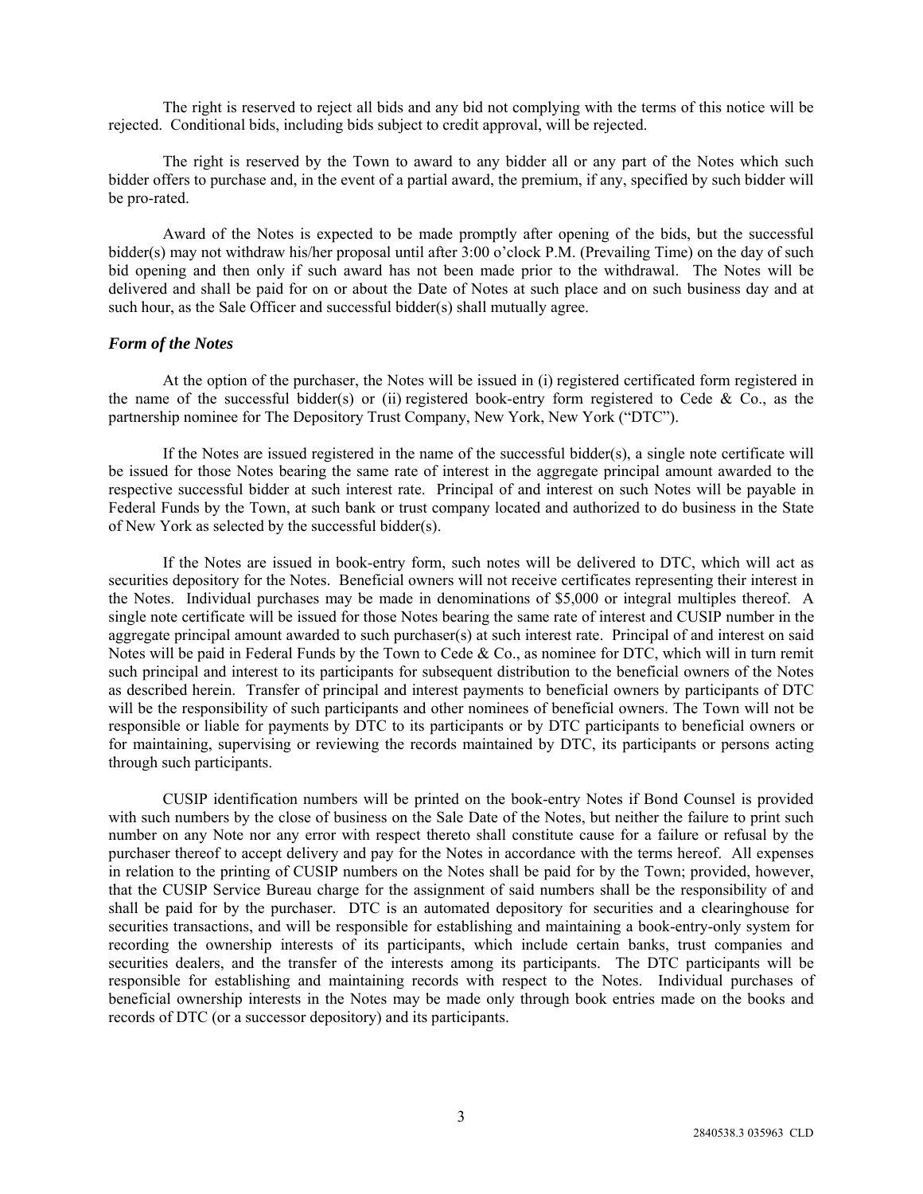The right is reserved to reject all bids and any bid not complying with the terms of this notice will be rejected. Conditional bids, including bids subject to credit approval, will be rejected.

The right is reserved by the Town to award to any bidder all or any part of the Notes which such bidder offers to purchase and, in the event of a partial award, the premium, if any, specified by such bidder will be pro-rated.

Award of the Notes is expected to be made promptly after opening of the bids, but the successful bidder(s) may not withdraw his/her proposal until after 3:00 o'clock P.M. (Prevailing Time) on the day of such bid opening and then only if such award has not been made prior to the withdrawal. The Notes will be delivered and shall be paid for on or about the Date of Notes at such place and on such business day and at such hour, as the Sale Officer and successful bidder(s) shall mutually agree.

### *Form of the Notes*

At the option of the purchaser, the Notes will be issued in (i) registered certificated form registered in the name of the successful bidder(s) or (ii) registered book-entry form registered to Cede & Co., as the partnership nominee for The Depository Trust Company, New York, New York ("DTC").

If the Notes are issued registered in the name of the successful bidder(s), a single note certificate will be issued for those Notes bearing the same rate of interest in the aggregate principal amount awarded to the respective successful bidder at such interest rate. Principal of and interest on such Notes will be payable in Federal Funds by the Town, at such bank or trust company located and authorized to do business in the State of New York as selected by the successful bidder(s).

If the Notes are issued in book-entry form, such notes will be delivered to DTC, which will act as securities depository for the Notes. Beneficial owners will not receive certificates representing their interest in the Notes. Individual purchases may be made in denominations of $5,000 or integral multiples thereof. A single note certificate will be issued for those Notes bearing the same rate of interest and CUSIP number in the aggregate principal amount awarded to such purchaser(s) at such interest rate. Principal of and interest on said Notes will be paid in Federal Funds by the Town to Cede & Co., as nominee for DTC, which will in turn remit such principal and interest to its participants for subsequent distribution to the beneficial owners of the Notes as described herein. Transfer of principal and interest payments to beneficial owners by participants of DTC will be the responsibility of such participants and other nominees of beneficial owners. The Town will not be responsible or liable for payments by DTC to its participants or by DTC participants to beneficial owners or for maintaining, supervising or reviewing the records maintained by DTC, its participants or persons acting through such participants.

CUSIP identification numbers will be printed on the book-entry Notes if Bond Counsel is provided with such numbers by the close of business on the Sale Date of the Notes, but neither the failure to print such number on any Note nor any error with respect thereto shall constitute cause for a failure or refusal by the purchaser thereof to accept delivery and pay for the Notes in accordance with the terms hereof. All expenses in relation to the printing of CUSIP numbers on the Notes shall be paid for by the Town; provided, however, that the CUSIP Service Bureau charge for the assignment of said numbers shall be the responsibility of and shall be paid for by the purchaser. DTC is an automated depository for securities and a clearinghouse for securities transactions, and will be responsible for establishing and maintaining a book-entry-only system for recording the ownership interests of its participants, which include certain banks, trust companies and securities dealers, and the transfer of the interests among its participants. The DTC participants will be responsible for establishing and maintaining records with respect to the Notes. Individual purchases of beneficial ownership interests in the Notes may be made only through book entries made on the books and records of DTC (or a successor depository) and its participants.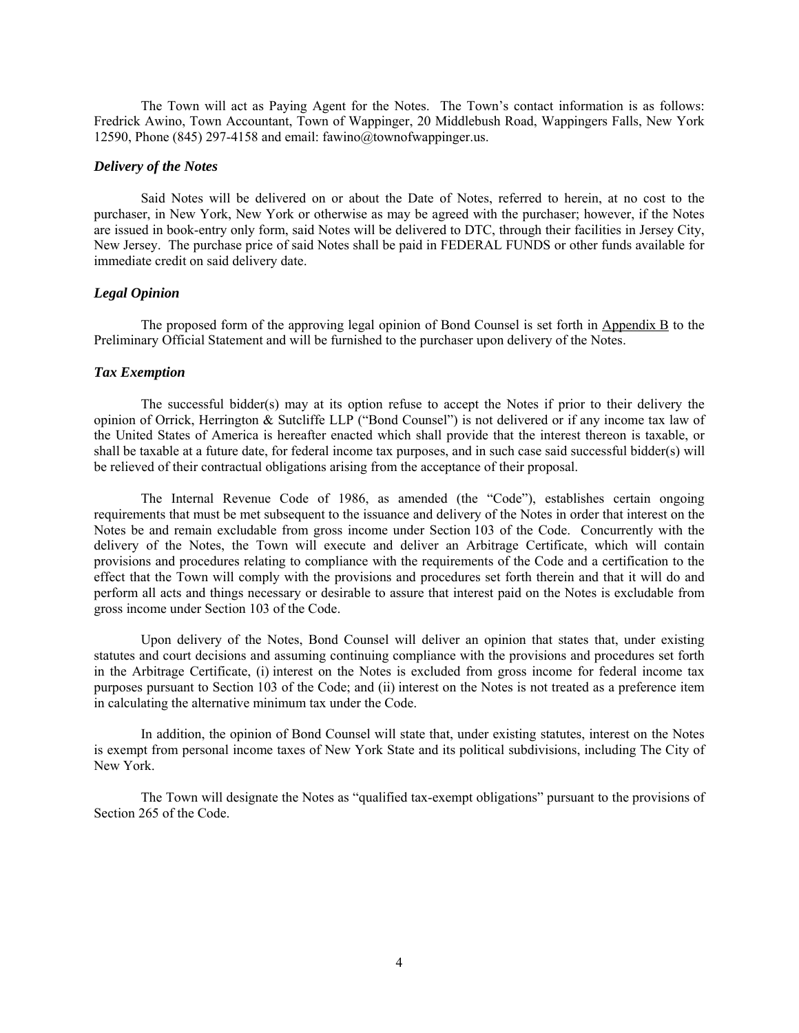The Town will act as Paying Agent for the Notes. The Town's contact information is as follows: Fredrick Awino, Town Accountant, Town of Wappinger, 20 Middlebush Road, Wappingers Falls, New York 12590, Phone (845) 297-4158 and email: fawino@townofwappinger.us.

### *Delivery of the Notes*

Said Notes will be delivered on or about the Date of Notes, referred to herein, at no cost to the purchaser, in New York, New York or otherwise as may be agreed with the purchaser; however, if the Notes are issued in book-entry only form, said Notes will be delivered to DTC, through their facilities in Jersey City, New Jersey. The purchase price of said Notes shall be paid in FEDERAL FUNDS or other funds available for immediate credit on said delivery date.

### *Legal Opinion*

The proposed form of the approving legal opinion of Bond Counsel is set forth in Appendix B to the Preliminary Official Statement and will be furnished to the purchaser upon delivery of the Notes.

### *Tax Exemption*

The successful bidder(s) may at its option refuse to accept the Notes if prior to their delivery the opinion of Orrick, Herrington & Sutcliffe LLP ("Bond Counsel") is not delivered or if any income tax law of the United States of America is hereafter enacted which shall provide that the interest thereon is taxable, or shall be taxable at a future date, for federal income tax purposes, and in such case said successful bidder(s) will be relieved of their contractual obligations arising from the acceptance of their proposal.

The Internal Revenue Code of 1986, as amended (the "Code"), establishes certain ongoing requirements that must be met subsequent to the issuance and delivery of the Notes in order that interest on the Notes be and remain excludable from gross income under Section 103 of the Code. Concurrently with the delivery of the Notes, the Town will execute and deliver an Arbitrage Certificate, which will contain provisions and procedures relating to compliance with the requirements of the Code and a certification to the effect that the Town will comply with the provisions and procedures set forth therein and that it will do and perform all acts and things necessary or desirable to assure that interest paid on the Notes is excludable from gross income under Section 103 of the Code.

Upon delivery of the Notes, Bond Counsel will deliver an opinion that states that, under existing statutes and court decisions and assuming continuing compliance with the provisions and procedures set forth in the Arbitrage Certificate, (i) interest on the Notes is excluded from gross income for federal income tax purposes pursuant to Section 103 of the Code; and (ii) interest on the Notes is not treated as a preference item in calculating the alternative minimum tax under the Code.

In addition, the opinion of Bond Counsel will state that, under existing statutes, interest on the Notes is exempt from personal income taxes of New York State and its political subdivisions, including The City of New York.

The Town will designate the Notes as "qualified tax-exempt obligations" pursuant to the provisions of Section 265 of the Code.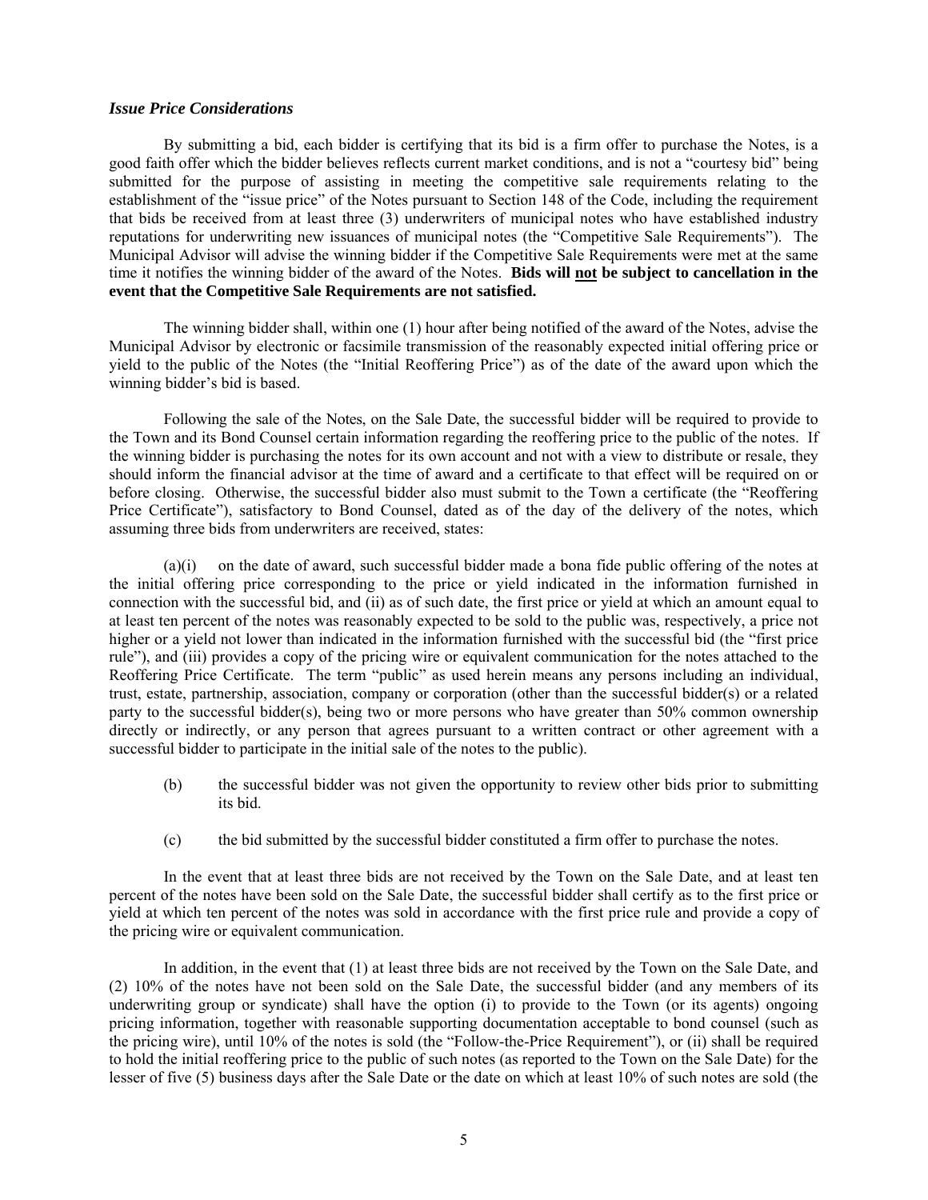### *Issue Price Considerations*

By submitting a bid, each bidder is certifying that its bid is a firm offer to purchase the Notes, is a good faith offer which the bidder believes reflects current market conditions, and is not a "courtesy bid" being submitted for the purpose of assisting in meeting the competitive sale requirements relating to the establishment of the "issue price" of the Notes pursuant to Section 148 of the Code, including the requirement that bids be received from at least three (3) underwriters of municipal notes who have established industry reputations for underwriting new issuances of municipal notes (the "Competitive Sale Requirements"). The Municipal Advisor will advise the winning bidder if the Competitive Sale Requirements were met at the same time it notifies the winning bidder of the award of the Notes. **Bids will <u>not</u> be subject to cancellation in the event that the Competitive Sale Requirements are not satisfied.**

The winning bidder shall, within one (1) hour after being notified of the award of the Notes, advise the Municipal Advisor by electronic or facsimile transmission of the reasonably expected initial offering price or yield to the public of the Notes (the "Initial Reoffering Price") as of the date of the award upon which the winning bidder's bid is based.

Following the sale of the Notes, on the Sale Date, the successful bidder will be required to provide to the Town and its Bond Counsel certain information regarding the reoffering price to the public of the notes. If the winning bidder is purchasing the notes for its own account and not with a view to distribute or resale, they should inform the financial advisor at the time of award and a certificate to that effect will be required on or before closing. Otherwise, the successful bidder also must submit to the Town a certificate (the "Reoffering Price Certificate"), satisfactory to Bond Counsel, dated as of the day of the delivery of the notes, which assuming three bids from underwriters are received, states:

(a)(i) on the date of award, such successful bidder made a bona fide public offering of the notes at the initial offering price corresponding to the price or yield indicated in the information furnished in connection with the successful bid, and (ii) as of such date, the first price or yield at which an amount equal to at least ten percent of the notes was reasonably expected to be sold to the public was, respectively, a price not higher or a yield not lower than indicated in the information furnished with the successful bid (the "first price rule"), and (iii) provides a copy of the pricing wire or equivalent communication for the notes attached to the Reoffering Price Certificate. The term "public" as used herein means any persons including an individual, trust, estate, partnership, association, company or corporation (other than the successful bidder(s) or a related party to the successful bidder(s), being two or more persons who have greater than 50% common ownership directly or indirectly, or any person that agrees pursuant to a written contract or other agreement with a successful bidder to participate in the initial sale of the notes to the public).

(b) the successful bidder was not given the opportunity to review other bids prior to submitting its bid.

(c) the bid submitted by the successful bidder constituted a firm offer to purchase the notes.

In the event that at least three bids are not received by the Town on the Sale Date, and at least ten percent of the notes have been sold on the Sale Date, the successful bidder shall certify as to the first price or yield at which ten percent of the notes was sold in accordance with the first price rule and provide a copy of the pricing wire or equivalent communication.

In addition, in the event that (1) at least three bids are not received by the Town on the Sale Date, and (2) 10% of the notes have not been sold on the Sale Date, the successful bidder (and any members of its underwriting group or syndicate) shall have the option (i) to provide to the Town (or its agents) ongoing pricing information, together with reasonable supporting documentation acceptable to bond counsel (such as the pricing wire), until 10% of the notes is sold (the "Follow-the-Price Requirement"), or (ii) shall be required to hold the initial reoffering price to the public of such notes (as reported to the Town on the Sale Date) for the lesser of five (5) business days after the Sale Date or the date on which at least 10% of such notes are sold (the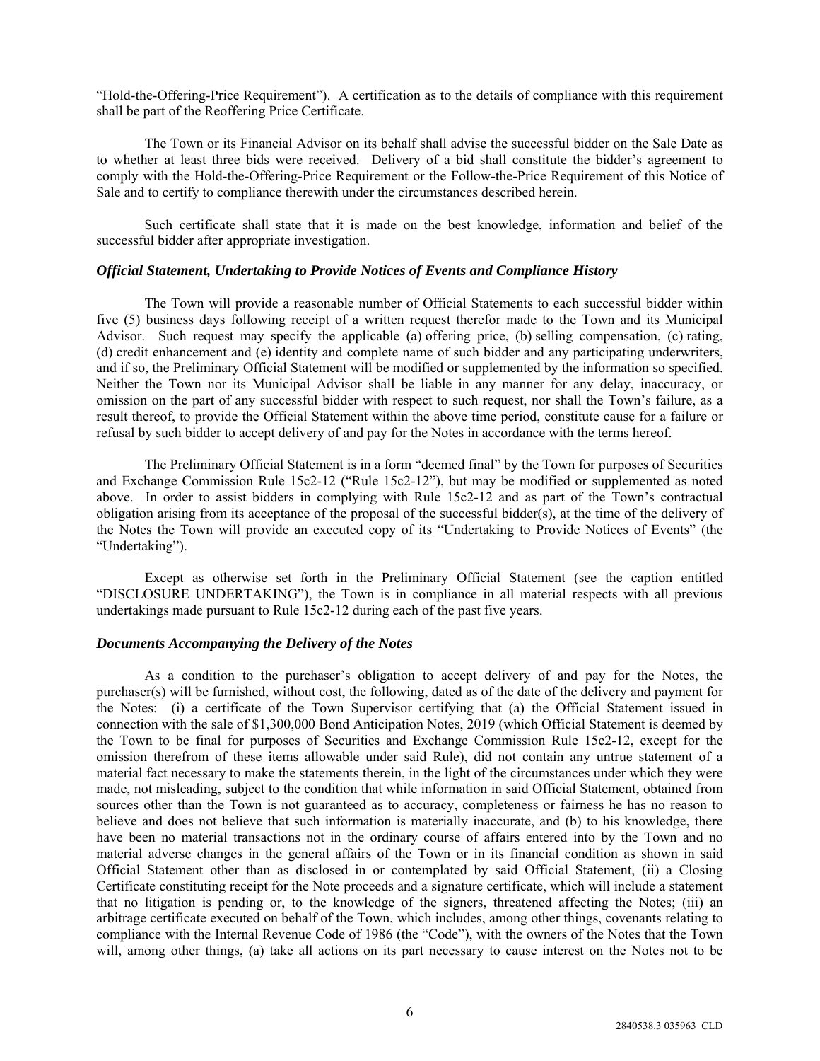"Hold-the-Offering-Price Requirement"). A certification as to the details of compliance with this requirement shall be part of the Reoffering Price Certificate.

The Town or its Financial Advisor on its behalf shall advise the successful bidder on the Sale Date as to whether at least three bids were received. Delivery of a bid shall constitute the bidder's agreement to comply with the Hold-the-Offering-Price Requirement or the Follow-the-Price Requirement of this Notice of Sale and to certify to compliance therewith under the circumstances described herein.

Such certificate shall state that it is made on the best knowledge, information and belief of the successful bidder after appropriate investigation.

### *Official Statement, Undertaking to Provide Notices of Events and Compliance History*

The Town will provide a reasonable number of Official Statements to each successful bidder within five (5) business days following receipt of a written request therefor made to the Town and its Municipal Advisor. Such request may specify the applicable (a) offering price, (b) selling compensation, (c) rating, (d) credit enhancement and (e) identity and complete name of such bidder and any participating underwriters, and if so, the Preliminary Official Statement will be modified or supplemented by the information so specified. Neither the Town nor its Municipal Advisor shall be liable in any manner for any delay, inaccuracy, or omission on the part of any successful bidder with respect to such request, nor shall the Town's failure, as a result thereof, to provide the Official Statement within the above time period, constitute cause for a failure or refusal by such bidder to accept delivery of and pay for the Notes in accordance with the terms hereof.

The Preliminary Official Statement is in a form "deemed final" by the Town for purposes of Securities and Exchange Commission Rule 15c2-12 ("Rule 15c2-12"), but may be modified or supplemented as noted above. In order to assist bidders in complying with Rule 15c2-12 and as part of the Town's contractual obligation arising from its acceptance of the proposal of the successful bidder(s), at the time of the delivery of the Notes the Town will provide an executed copy of its "Undertaking to Provide Notices of Events" (the "Undertaking").

Except as otherwise set forth in the Preliminary Official Statement (see the caption entitled "DISCLOSURE UNDERTAKING"), the Town is in compliance in all material respects with all previous undertakings made pursuant to Rule 15c2-12 during each of the past five years.

### *Documents Accompanying the Delivery of the Notes*

As a condition to the purchaser's obligation to accept delivery of and pay for the Notes, the purchaser(s) will be furnished, without cost, the following, dated as of the date of the delivery and payment for the Notes: (i) a certificate of the Town Supervisor certifying that (a) the Official Statement issued in connection with the sale of $1,300,000 Bond Anticipation Notes, 2019 (which Official Statement is deemed by the Town to be final for purposes of Securities and Exchange Commission Rule 15c2-12, except for the omission therefrom of these items allowable under said Rule), did not contain any untrue statement of a material fact necessary to make the statements therein, in the light of the circumstances under which they were made, not misleading, subject to the condition that while information in said Official Statement, obtained from sources other than the Town is not guaranteed as to accuracy, completeness or fairness he has no reason to believe and does not believe that such information is materially inaccurate, and (b) to his knowledge, there have been no material transactions not in the ordinary course of affairs entered into by the Town and no material adverse changes in the general affairs of the Town or in its financial condition as shown in said Official Statement other than as disclosed in or contemplated by said Official Statement, (ii) a Closing Certificate constituting receipt for the Note proceeds and a signature certificate, which will include a statement that no litigation is pending or, to the knowledge of the signers, threatened affecting the Notes; (iii) an arbitrage certificate executed on behalf of the Town, which includes, among other things, covenants relating to compliance with the Internal Revenue Code of 1986 (the "Code"), with the owners of the Notes that the Town will, among other things, (a) take all actions on its part necessary to cause interest on the Notes not to be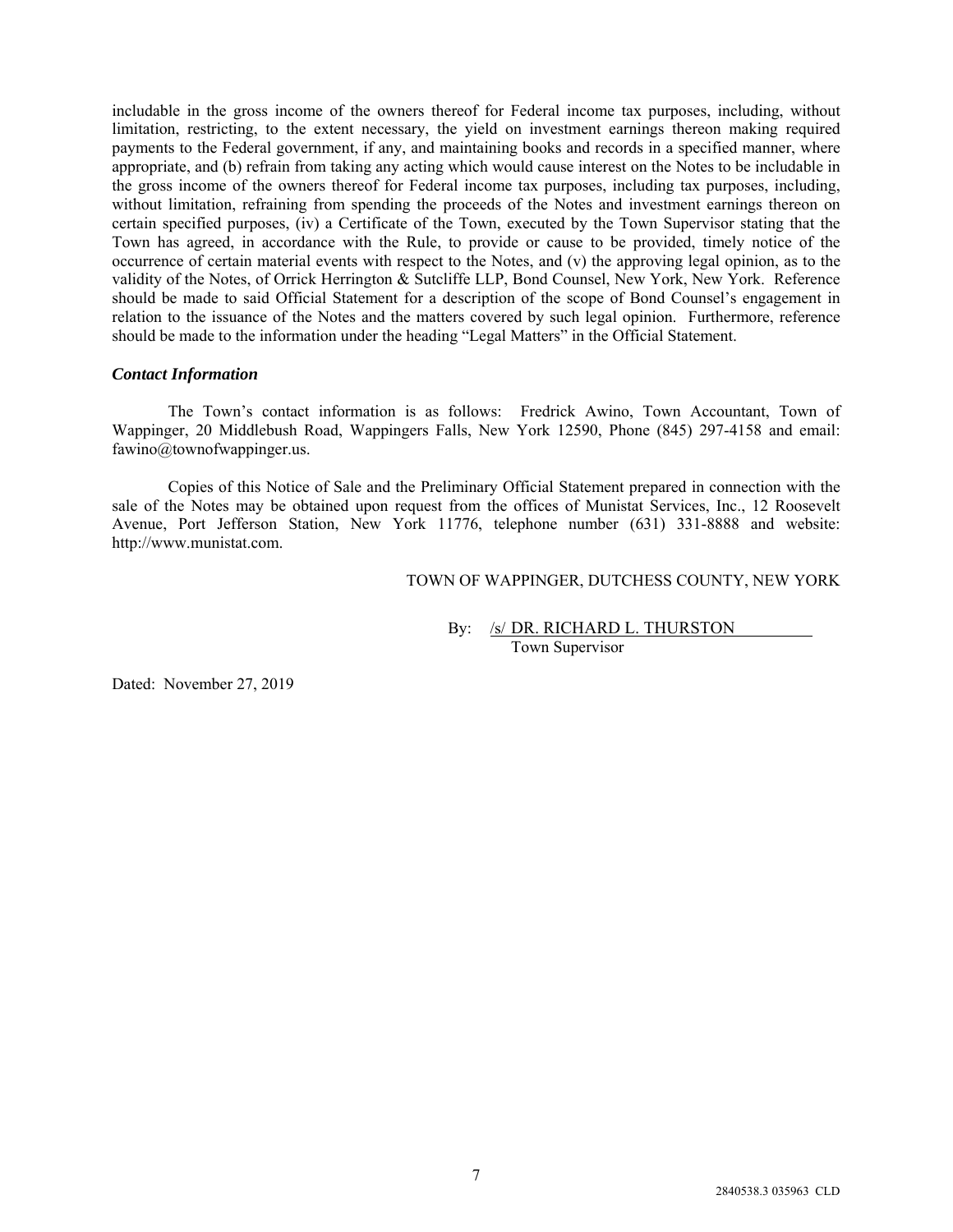includable in the gross income of the owners thereof for Federal income tax purposes, including, without limitation, restricting, to the extent necessary, the yield on investment earnings thereon making required payments to the Federal government, if any, and maintaining books and records in a specified manner, where appropriate, and (b) refrain from taking any acting which would cause interest on the Notes to be includable in the gross income of the owners thereof for Federal income tax purposes, including tax purposes, including, without limitation, refraining from spending the proceeds of the Notes and investment earnings thereon on certain specified purposes, (iv) a Certificate of the Town, executed by the Town Supervisor stating that the Town has agreed, in accordance with the Rule, to provide or cause to be provided, timely notice of the occurrence of certain material events with respect to the Notes, and (v) the approving legal opinion, as to the validity of the Notes, of Orrick Herrington & Sutcliffe LLP, Bond Counsel, New York, New York. Reference should be made to said Official Statement for a description of the scope of Bond Counsel's engagement in relation to the issuance of the Notes and the matters covered by such legal opinion. Furthermore, reference should be made to the information under the heading "Legal Matters" in the Official Statement.

***Contact Information***

The Town's contact information is as follows: Fredrick Awino, Town Accountant, Town of Wappinger, 20 Middlebush Road, Wappingers Falls, New York 12590, Phone (845) 297-4158 and email: fawino@townofwappinger.us.

Copies of this Notice of Sale and the Preliminary Official Statement prepared in connection with the sale of the Notes may be obtained upon request from the offices of Munistat Services, Inc., 12 Roosevelt Avenue, Port Jefferson Station, New York 11776, telephone number (631) 331-8888 and website: http://www.munistat.com.

TOWN OF WAPPINGER, DUTCHESS COUNTY, NEW YORK

By: /s/ DR. RICHARD L. THURSTON
Town Supervisor

Dated: November 27, 2019

2840538.3 035963 CLD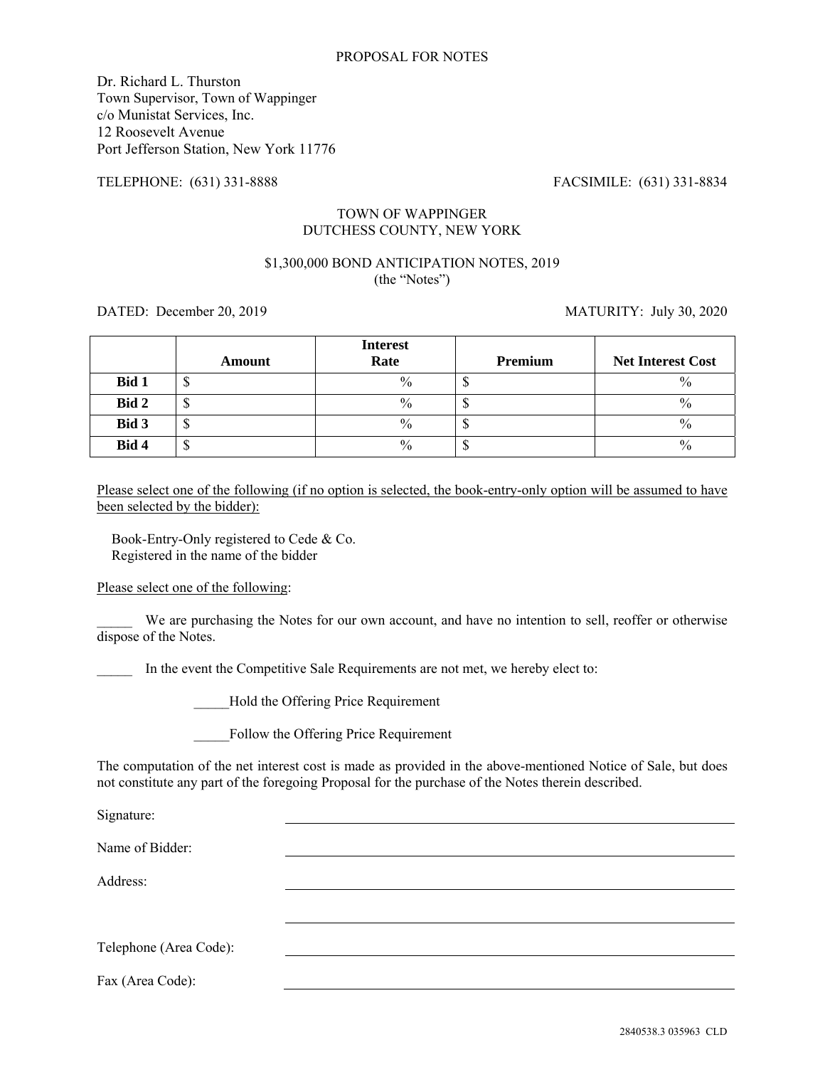PROPOSAL FOR NOTES

Dr. Richard L. Thurston
Town Supervisor, Town of Wappinger
c/o Munistat Services, Inc.
12 Roosevelt Avenue
Port Jefferson Station, New York 11776

TELEPHONE: (631) 331-8888 FACSIMILE: (631) 331-8834

TOWN OF WAPPINGER
DUTCHESS COUNTY, NEW YORK

$1,300,000 BOND ANTICIPATION NOTES, 2019
(the "Notes")

DATED: December 20, 2019 MATURITY: July 30, 2020

| | Amount | Interest Rate | Premium | Net Interest Cost |
|---|---|---|---|---|
| **Bid 1** | $ | % | $ | % |
| **Bid 2** | $ | % | $ | % |
| **Bid 3** | $ | % | $ | % |
| **Bid 4** | $ | % | $ | % |

Please select one of the following (if no option is selected, the book-entry-only option will be assumed to have been selected by the bidder):

Book-Entry-Only registered to Cede & Co.
Registered in the name of the bidder

Please select one of the following:

_____ We are purchasing the Notes for our own account, and have no intention to sell, reoffer or otherwise dispose of the Notes.

_____ In the event the Competitive Sale Requirements are not met, we hereby elect to:

_____Hold the Offering Price Requirement

_____Follow the Offering Price Requirement

The computation of the net interest cost is made as provided in the above-mentioned Notice of Sale, but does not constitute any part of the foregoing Proposal for the purchase of the Notes therein described.

Signature: ______________________________

Name of Bidder: ______________________________

Address: ______________________________

______________________________

Telephone (Area Code): ______________________________

Fax (Area Code): ______________________________

2840538.3 035963 CLD